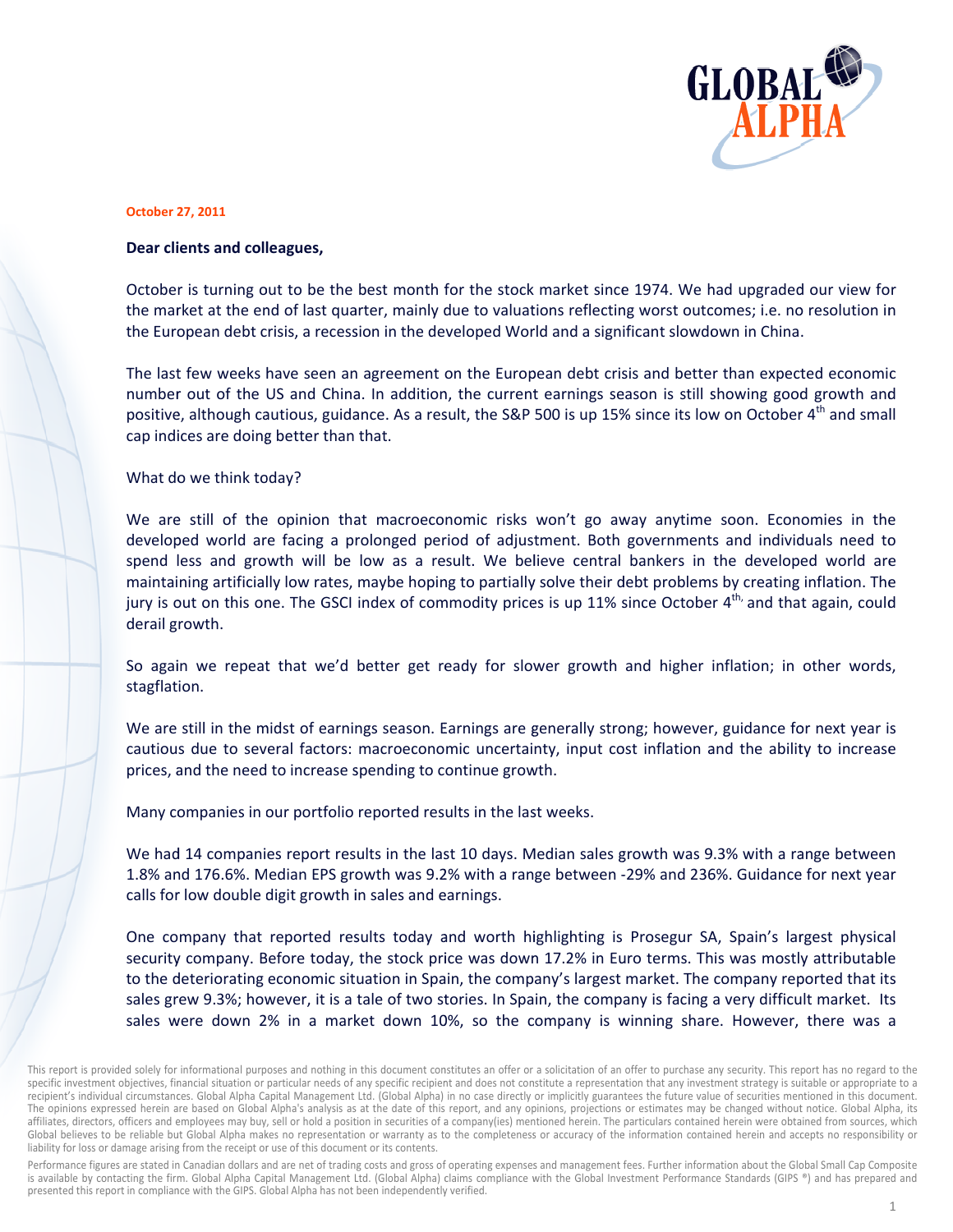**October 27, 2011**

**Dear clients and colleagues,**

October is turning out to be the best month for the stock market since 1974. We had upgraded our view for the market at the end of last quarter, mainly due to valuations reflecting worst outcomes; i.e. no resolution in the European debt crisis, a recession in the developed World and a significant slowdown in China.

The last few weeks have seen an agreement on the European debt crisis and better than expected economic number out of the US and China. In addition, the current earnings season is still showing good growth and positive, although cautious, guidance. As a result, the S&P 500 is up 15% since its low on October 4th and small cap indices are doing better than that.

What do we think today?

We are still of the opinion that macroeconomic risks won't go away anytime soon. Economies in the developed world are facing a prolonged period of adjustment. Both governments and individuals need to spend less and growth will be low as a result. We believe central bankers in the developed world are maintaining artificially low rates, maybe hoping to partially solve their debt problems by creating inflation. The jury is out on this one. The GSCI index of commodity prices is up 11% since October 4th, and that again, could derail growth.

So again we repeat that we'd better get ready for slower growth and higher inflation; in other words, stagflation.

We are still in the midst of earnings season. Earnings are generally strong; however, guidance for next year is cautious due to several factors: macroeconomic uncertainty, input cost inflation and the ability to increase prices, and the need to increase spending to continue growth.

Many companies in our portfolio reported results in the last weeks.

We had 14 companies report results in the last 10 days. Median sales growth was 9.3% with a range between 1.8% and 176.6%. Median EPS growth was 9.2% with a range between -29% and 236%. Guidance for next year calls for low double digit growth in sales and earnings.

One company that reported results today and worth highlighting is Prosegur SA, Spain's largest physical security company. Before today, the stock price was down 17.2% in Euro terms. This was mostly attributable to the deteriorating economic situation in Spain, the company's largest market. The company reported that its sales grew 9.3%; however, it is a tale of two stories. In Spain, the company is facing a very difficult market. Its sales were down 2% in a market down 10%, so the company is winning share. However, there was a

This report is provided solely for informational purposes and nothing in this document constitutes an offer or a solicitation of an offer to purchase any security. This report has no regard to the specific investment objectives, financial situation or particular needs of any specific recipient and does not constitute a representation that any investment strategy is suitable or appropriate to a recipient's individual circumstances. Global Alpha Capital Management Ltd. (Global Alpha) in no case directly or implicitly guarantees the future value of securities mentioned in this document. The opinions expressed herein are based on Global Alpha's analysis as at the date of this report, and any opinions, projections or estimates may be changed without notice. Global Alpha, its affiliates, directors, officers and employees may buy, sell or hold a position in securities of a company(ies) mentioned herein. The particulars contained herein were obtained from sources, which Global believes to be reliable but Global Alpha makes no representation or warranty as to the completeness or accuracy of the information contained herein and accepts no responsibility or liability for loss or damage arising from the receipt or use of this document or its contents.

Performance figures are stated in Canadian dollars and are net of trading costs and gross of operating expenses and management fees. Further information about the Global Small Cap Composite is available by contacting the firm. Global Alpha Capital Management Ltd. (Global Alpha) claims compliance with the Global Investment Performance Standards (GIPS ®) and has prepared and presented this report in compliance with the GIPS. Global Alpha has not been independently verified.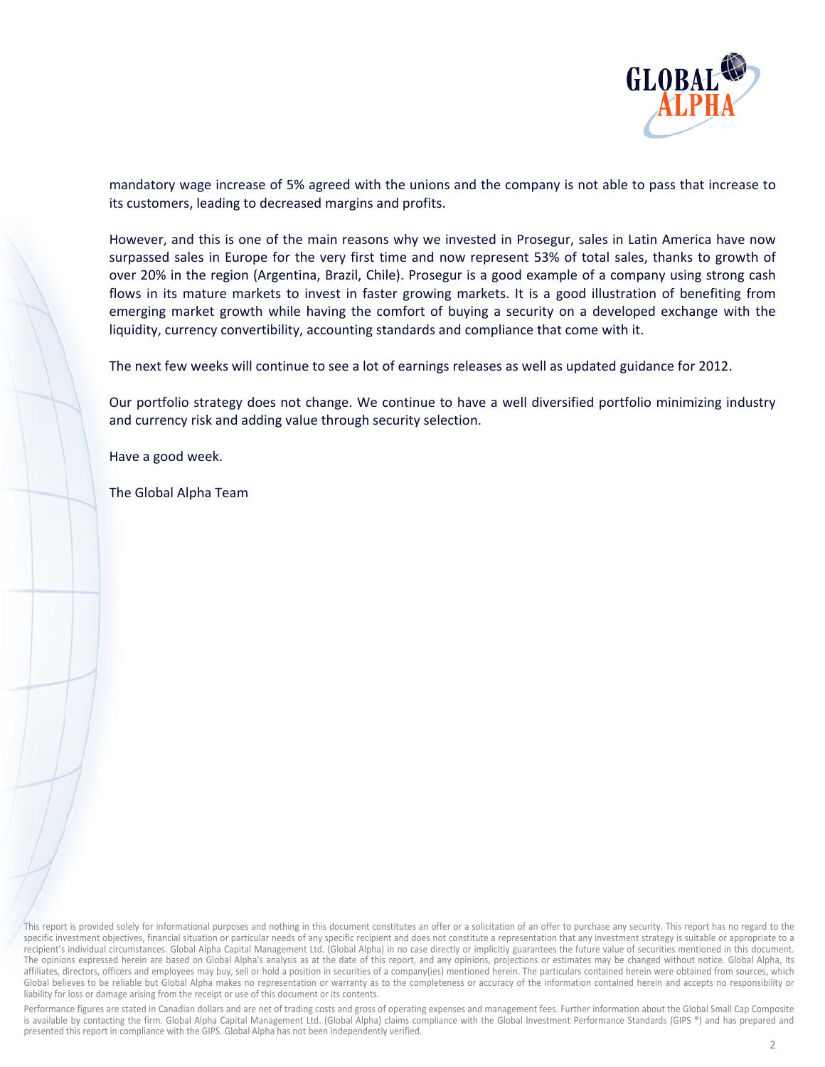mandatory wage increase of 5% agreed with the unions and the company is not able to pass that increase to its customers, leading to decreased margins and profits.

However, and this is one of the main reasons why we invested in Prosegur, sales in Latin America have now surpassed sales in Europe for the very first time and now represent 53% of total sales, thanks to growth of over 20% in the region (Argentina, Brazil, Chile). Prosegur is a good example of a company using strong cash flows in its mature markets to invest in faster growing markets. It is a good illustration of benefiting from emerging market growth while having the comfort of buying a security on a developed exchange with the liquidity, currency convertibility, accounting standards and compliance that come with it.

The next few weeks will continue to see a lot of earnings releases as well as updated guidance for 2012.

Our portfolio strategy does not change. We continue to have a well diversified portfolio minimizing industry and currency risk and adding value through security selection.

Have a good week.

The Global Alpha Team

This report is provided solely for informational purposes and nothing in this document constitutes an offer or a solicitation of an offer to purchase any security. This report has no regard to the specific investment objectives, financial situation or particular needs of any specific recipient and does not constitute a representation that any investment strategy is suitable or appropriate to a recipient's individual circumstances. Global Alpha Capital Management Ltd. (Global Alpha) in no case directly or implicitly guarantees the future value of securities mentioned in this document. The opinions expressed herein are based on Global Alpha's analysis as at the date of this report, and any opinions, projections or estimates may be changed without notice. Global Alpha, its affiliates, directors, officers and employees may buy, sell or hold a position in securities of a company(ies) mentioned herein. The particulars contained herein were obtained from sources, which Global believes to be reliable but Global Alpha makes no representation or warranty as to the completeness or accuracy of the information contained herein and accepts no responsibility or liability for loss or damage arising from the receipt or use of this document or its contents.

Performance figures are stated in Canadian dollars and are net of trading costs and gross of operating expenses and management fees. Further information about the Global Small Cap Composite is available by contacting the firm. Global Alpha Capital Management Ltd. (Global Alpha) claims compliance with the Global Investment Performance Standards (GIPS ®) and has prepared and presented this report in compliance with the GIPS. Global Alpha has not been independently verified.